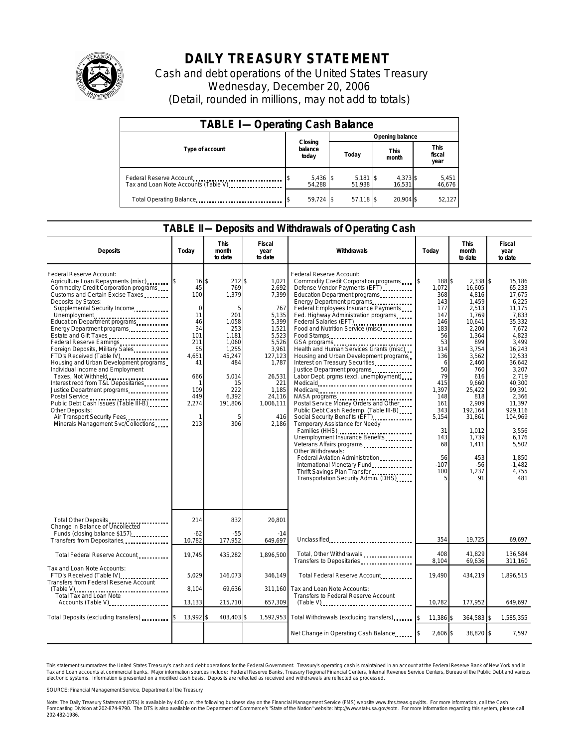# DAILY TREASURY STATEMENT

Cash and debt operations of the United States Treasury
Wednesday, December 20, 2006
(Detail, rounded in millions, may not add to totals)

## TABLE I — Operating Cash Balance

| Type of account | Closing balance today | Opening balance Today | Opening balance This month | Opening balance This fiscal year |
|---|---|---|---|---|
| Federal Reserve Account | $ 5,436 | $ 5,181 | $ 4,373 | $ 5,451 |
| Tax and Loan Note Accounts (Table V) | 54,288 | 51,938 | 16,531 | 46,676 |
| Total Operating Balance | $ 59,724 | $ 57,118 | $ 20,904 | $ 52,127 |

## TABLE II — Deposits and Withdrawals of Operating Cash

| Deposits | Today | This month to date | Fiscal year to date |
|---|---|---|---|
| Federal Reserve Account: | | | |
| Agriculture Loan Repayments (misc) | $ 16 | $ 212 | $ 1,021 |
| Commodity Credit Corporation programs | 45 | 769 | 2,692 |
| Customs and Certain Excise Taxes | 100 | 1,379 | 7,399 |
| Deposits by States: | | | |
| Supplemental Security Income | 0 | 5 | 767 |
| Unemployment | 11 | 201 | 5,135 |
| Education Department programs | 46 | 1,058 | 5,399 |
| Energy Department programs | 34 | 253 | 1,521 |
| Estate and Gift Taxes | 101 | 1,181 | 5,523 |
| Federal Reserve Earnings | 211 | 1,060 | 5,526 |
| Foreign Deposits, Military Sales | 55 | 1,255 | 3,961 |
| FTD's Received (Table IV) | 4,651 | 45,247 | 127,123 |
| Housing and Urban Development programs | 41 | 484 | 1,787 |
| Individual Income and Employment Taxes, Not Withheld | 666 | 5,014 | 26,531 |
| Interest recd from T&L Depositaries | 1 | 15 | 221 |
| Justice Department programs | 109 | 222 | 1,185 |
| Postal Service | 449 | 6,392 | 24,116 |
| Public Debt Cash Issues (Table III-B) | 2,274 | 191,806 | 1,006,111 |
| Other Deposits: | | | |
| Air Transport Security Fees | 1 | 5 | 416 |
| Minerals Management Svc/Collections | 213 | 306 | 2,186 |
| Total Other Deposits | 214 | 832 | 20,801 |
| Change in Balance of Uncollected Funds (closing balance $157) | -62 | -55 | -14 |
| Transfers from Depositaries | 10,782 | 177,952 | 649,697 |
| Total Federal Reserve Account | 19,745 | 435,282 | 1,896,500 |
| Tax and Loan Note Accounts: | | | |
| FTD's Received (Table IV) | 5,029 | 146,073 | 346,149 |
| Transfers from Federal Reserve Account (Table V) | 8,104 | 69,636 | 311,160 |
| Total Tax and Loan Note Accounts (Table V) | 13,133 | 215,710 | 657,309 |
| Total Deposits (excluding transfers) | $ 13,992 | $ 403,403 | $ 1,592,953 |

| Withdrawals | Today | This month to date | Fiscal year to date |
|---|---|---|---|
| Federal Reserve Account: | | | |
| Commodity Credit Corporation programs | $ 188 | $ 2,338 | $ 15,186 |
| Defense Vendor Payments (EFT) | 1,072 | 16,605 | 65,233 |
| Education Department programs | 368 | 4,816 | 17,675 |
| Energy Department programs | 143 | 1,459 | 6,225 |
| Federal Employees Insurance Payments | 177 | 2,513 | 11,175 |
| Fed. Highway Administration programs | 147 | 1,769 | 7,833 |
| Federal Salaries (EFT) | 146 | 10,641 | 35,332 |
| Food and Nutrition Service (misc) | 183 | 2,200 | 7,672 |
| Food Stamps | 56 | 1,364 | 4,823 |
| GSA programs | 53 | 899 | 3,499 |
| Health and Human Services Grants (misc) | 314 | 3,754 | 16,243 |
| Housing and Urban Development programs | 136 | 3,562 | 12,533 |
| Interest on Treasury Securities | 6 | 2,460 | 36,642 |
| Justice Department programs | 50 | 760 | 3,207 |
| Labor Dept. prgms (excl. unemployment) | 79 | 616 | 2,719 |
| Medicaid | 415 | 9,660 | 40,300 |
| Medicare | 1,397 | 25,422 | 99,391 |
| NASA programs | 148 | 818 | 2,366 |
| Postal Service Money Orders and Other | 161 | 2,909 | 11,397 |
| Public Debt Cash Redemp. (Table III-B) | 343 | 192,164 | 929,116 |
| Social Security Benefits (EFT) | 5,154 | 31,861 | 104,969 |
| Temporary Assistance for Needy Families (HHS) | 31 | 1,012 | 3,556 |
| Unemployment Insurance Benefits | 143 | 1,739 | 6,176 |
| Veterans Affairs programs | 68 | 1,411 | 5,502 |
| Other Withdrawals: | | | |
| Federal Aviation Administration | 56 | 453 | 1,850 |
| International Monetary Fund | -107 | -56 | -1,482 |
| Thrift Savings Plan Transfer | 100 | 1,237 | 4,755 |
| Transportation Security Admin. (DHS) | 5 | 91 | 481 |
| Unclassified | 354 | 19,725 | 69,697 |
| Total, Other Withdrawals | 408 | 41,829 | 136,584 |
| Transfers to Depositaries | 8,104 | 69,636 | 311,160 |
| Total Federal Reserve Account | 19,490 | 434,219 | 1,896,515 |
| Tax and Loan Note Accounts: | | | |
| Transfers to Federal Reserve Account (Table V) | 10,782 | 177,952 | 649,697 |
| Total Withdrawals (excluding transfers) | $ 11,386 | $ 364,583 | $ 1,585,355 |
| Net Change in Operating Cash Balance | $ 2,606 | $ 38,820 | $ 7,597 |

This statement summarizes the United States Treasury's cash and debt operations for the Federal Government. Treasury's operating cash is maintained in an account at the Federal Reserve Bank of New York and in Tax and Loan accounts at commercial banks. Major information sources include: Federal Reserve Banks, Treasury Regional Financial Centers, Internal Revenue Service Centers, Bureau of the Public Debt and various electronic systems. Information is presented on a modified cash basis. Deposits are reflected as received and withdrawals are reflected as processed.

SOURCE: Financial Management Service, Department of the Treasury

Note: The Daily Treasury Statement (DTS) is available by 4:00 p.m. the following business day on the Financial Management Service (FMS) website www.fms.treas.gov/dts. For more information, call the Cash Forecasting Division at 202-874-9790. The DTS is also available on the Department of Commerce's "State of the Nation" website: http://www.stat-usa.gov/sotn. For more information regarding this system, please call 202-482-1986.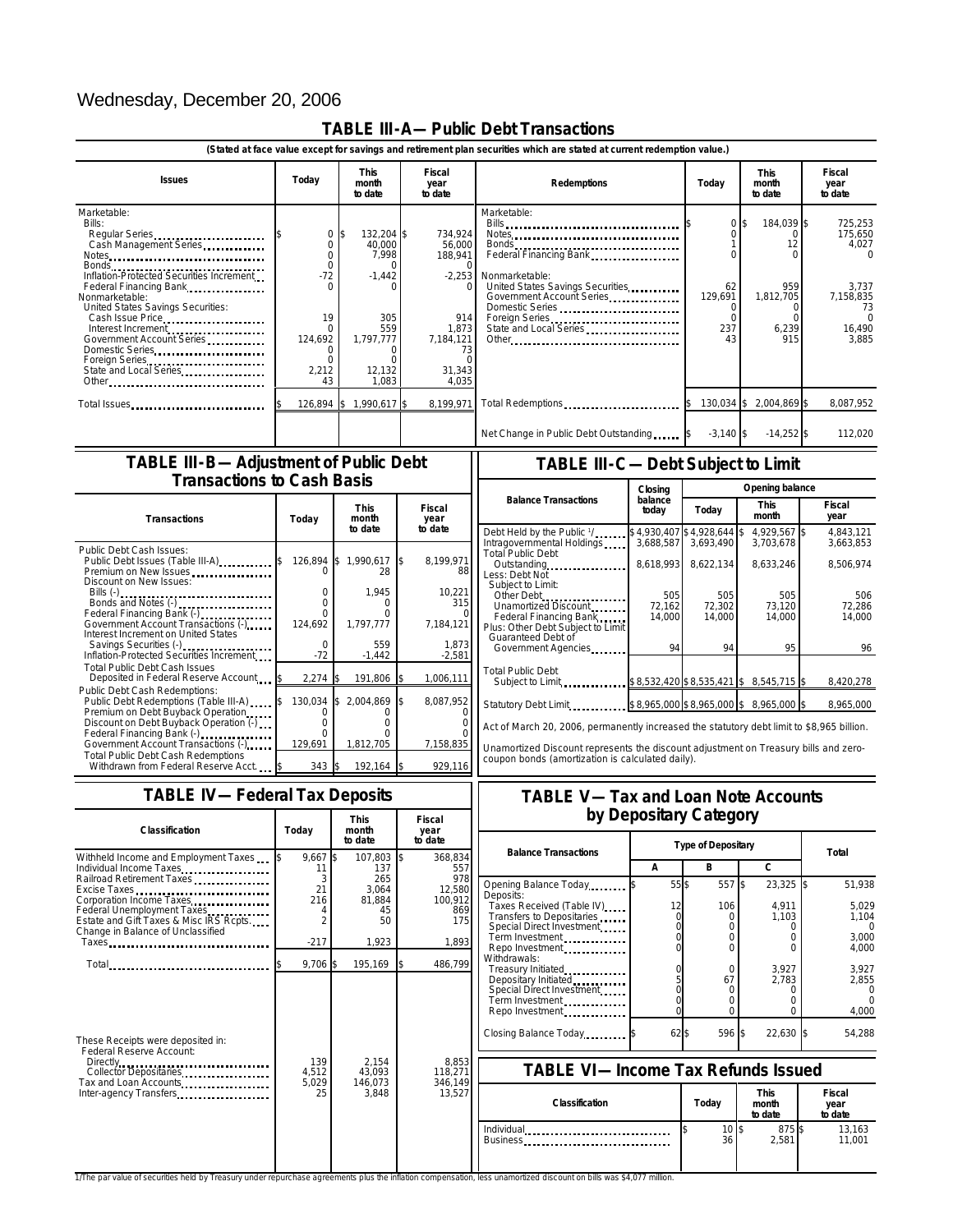Wednesday, December 20, 2006

## TABLE III-A— Public Debt Transactions

(Stated at face value except for savings and retirement plan securities which are stated at current redemption value.)

| Issues | Today | This month to date | Fiscal year to date |
|---|---|---|---|
| Marketable: | | | |
| Bills: | | | |
| Regular Series | $ 0 | $ 132,204 | $ 734,924 |
| Cash Management Series | 0 | 40,000 | 56,000 |
| Notes | 0 | 7,998 | 188,941 |
| Bonds | 0 | 0 | 0 |
| Inflation-Protected Securities Increment | -72 | -1,442 | -2,253 |
| Federal Financing Bank | 0 | 0 | 0 |
| Nonmarketable: | | | |
| United States Savings Securities: | | | |
| Cash Issue Price | 19 | 305 | 914 |
| Interest Increment | 0 | 559 | 1,873 |
| Government Account Series | 124,692 | 1,797,777 | 7,184,121 |
| Domestic Series | 0 | 0 | 73 |
| Foreign Series | 0 | 0 | 0 |
| State and Local Series | 2,212 | 12,132 | 31,343 |
| Other | 43 | 1,083 | 4,035 |
| Total Issues | $ 126,894 | $ 1,990,617 | $ 8,199,971 |

| Redemptions | Today | This month to date | Fiscal year to date |
|---|---|---|---|
| Marketable: | | | |
| Bills | $ 0 | $ 184,039 | $ 725,253 |
| Notes | 0 | 0 | 175,650 |
| Bonds | 1 | 12 | 4,027 |
| Federal Financing Bank | 0 | 0 | 0 |
| Nonmarketable: | | | |
| United States Savings Securities | 62 | 959 | 3,737 |
| Government Account Series | 129,691 | 1,812,705 | 7,158,835 |
| Domestic Series | 0 | 0 | 73 |
| Foreign Series | 0 | 0 | 0 |
| State and Local Series | 237 | 6,239 | 16,490 |
| Other | 43 | 915 | 3,885 |
| Total Redemptions | $ 130,034 | $ 2,004,869 | $ 8,087,952 |
| Net Change in Public Debt Outstanding | $ -3,140 | $ -14,252 | $ 112,020 |

## TABLE III-B— Adjustment of Public Debt Transactions to Cash Basis

| Transactions | Today | This month to date | Fiscal year to date |
|---|---|---|---|
| Public Debt Cash Issues: | | | |
| Public Debt Issues (Table III-A) | $ 126,894 | $ 1,990,617 | $ 8,199,971 |
| Premium on New Issues | 0 | 28 | 88 |
| Discount on New Issues: | | | |
| Bills (-) | 0 | 1,945 | 10,221 |
| Bonds and Notes (-) | 0 | 0 | 315 |
| Federal Financing Bank (-) | 0 | 0 | 0 |
| Government Account Transactions (-) | 124,692 | 1,797,777 | 7,184,121 |
| Interest Increment on United States Savings Securities (-) | 0 | 559 | 1,873 |
| Inflation-Protected Securities Increment | -72 | -1,442 | -2,581 |
| Total Public Debt Cash Issues Deposited in Federal Reserve Account | $ 2,274 | $ 191,806 | $ 1,006,111 |
| Public Debt Cash Redemptions: | | | |
| Public Debt Redemptions (Table III-A) | $ 130,034 | $ 2,004,869 | $ 8,087,952 |
| Premium on Debt Buyback Operation | 0 | 0 | 0 |
| Discount on Debt Buyback Operation (-) | 0 | 0 | 0 |
| Federal Financing Bank (-) | 0 | 0 | 0 |
| Government Account Transactions (-) | 129,691 | 1,812,705 | 7,158,835 |
| Total Public Debt Cash Redemptions Withdrawn from Federal Reserve Acct. | $ 343 | $ 192,164 | $ 929,116 |

## TABLE III-C— Debt Subject to Limit

| Balance Transactions | Closing balance today | Opening balance Today | Opening balance This month | Opening balance Fiscal year |
|---|---|---|---|---|
| Debt Held by the Public [1] | $ 4,930,407 | $ 4,928,644 | $ 4,929,567 | $ 4,843,121 |
| Intragovernmental Holdings | 3,688,587 | 3,693,490 | 3,703,678 | 3,663,853 |
| Total Public Debt Outstanding | 8,618,993 | 8,622,134 | 8,633,246 | 8,506,974 |
| Less: Debt Not Subject to Limit: | | | | |
| Other Debt | 505 | 505 | 505 | 506 |
| Unamortized Discount | 72,162 | 72,302 | 73,120 | 72,286 |
| Federal Financing Bank | 14,000 | 14,000 | 14,000 | 14,000 |
| Plus: Other Debt Subject to Limit Guaranteed Debt of Government Agencies | 94 | 94 | 95 | 96 |
| Total Public Debt Subject to Limit | $ 8,532,420 | $ 8,535,421 | $ 8,545,715 | $ 8,420,278 |
| Statutory Debt Limit | $ 8,965,000 | $ 8,965,000 | $ 8,965,000 | $ 8,965,000 |

Act of March 20, 2006, permanently increased the statutory debt limit to $8,965 billion.

Unamortized Discount represents the discount adjustment on Treasury bills and zero-coupon bonds (amortization is calculated daily).

## TABLE IV— Federal Tax Deposits

| Classification | Today | This month to date | Fiscal year to date |
|---|---|---|---|
| Withheld Income and Employment Taxes | $ 9,667 | $ 107,803 | $ 368,834 |
| Individual Income Taxes | 11 | 137 | 557 |
| Railroad Retirement Taxes | 3 | 265 | 978 |
| Excise Taxes | 21 | 3,064 | 12,580 |
| Corporation Income Taxes | 216 | 81,884 | 100,912 |
| Federal Unemployment Taxes | 4 | 45 | 869 |
| Estate and Gift Taxes & Misc IRS Rcpts. | 2 | 50 | 175 |
| Change in Balance of Unclassified Taxes | -217 | 1,923 | 1,893 |
| Total | $ 9,706 | $ 195,169 | $ 486,799 |
| These Receipts were deposited in: | | | |
| Federal Reserve Account: | | | |
| Directly | 139 | 2,154 | 8,853 |
| Collector Depositaries | 4,512 | 43,093 | 118,271 |
| Tax and Loan Accounts | 5,029 | 146,073 | 346,149 |
| Inter-agency Transfers | 25 | 3,848 | 13,527 |

## TABLE V— Tax and Loan Note Accounts by Depositary Category

| Balance Transactions | Type of Depositary A | B | C | Total |
|---|---|---|---|---|
| Opening Balance Today | $ 55 | $ 557 | $ 23,325 | $ 51,938 |
| Deposits: | | | | |
| Taxes Received (Table IV) | 12 | 106 | 4,911 | 5,029 |
| Transfers to Depositaries | 0 | 0 | 1,103 | 1,104 |
| Special Direct Investment | 0 | 0 | 0 | 0 |
| Term Investment | 0 | 0 | 0 | 3,000 |
| Repo Investment | 0 | 0 | 0 | 4,000 |
| Withdrawals: | | | | |
| Treasury Initiated | 0 | 0 | 3,927 | 3,927 |
| Depositary Initiated | 5 | 67 | 2,783 | 2,855 |
| Special Direct Investment | 0 | 0 | 0 | 0 |
| Term Investment | 0 | 0 | 0 | 0 |
| Repo Investment | 0 | 0 | 0 | 4,000 |
| Closing Balance Today | $ 62 | $ 596 | $ 22,630 | $ 54,288 |

## TABLE VI— Income Tax Refunds Issued

| Classification | Today | This month to date | Fiscal year to date |
|---|---|---|---|
| Individual | $ 10 | $ 875 | $ 13,163 |
| Business | 36 | 2,581 | 11,001 |

1/The par value of securities held by Treasury under repurchase agreements plus the inflation compensation, less unamortized discount on bills was $4,077 million.